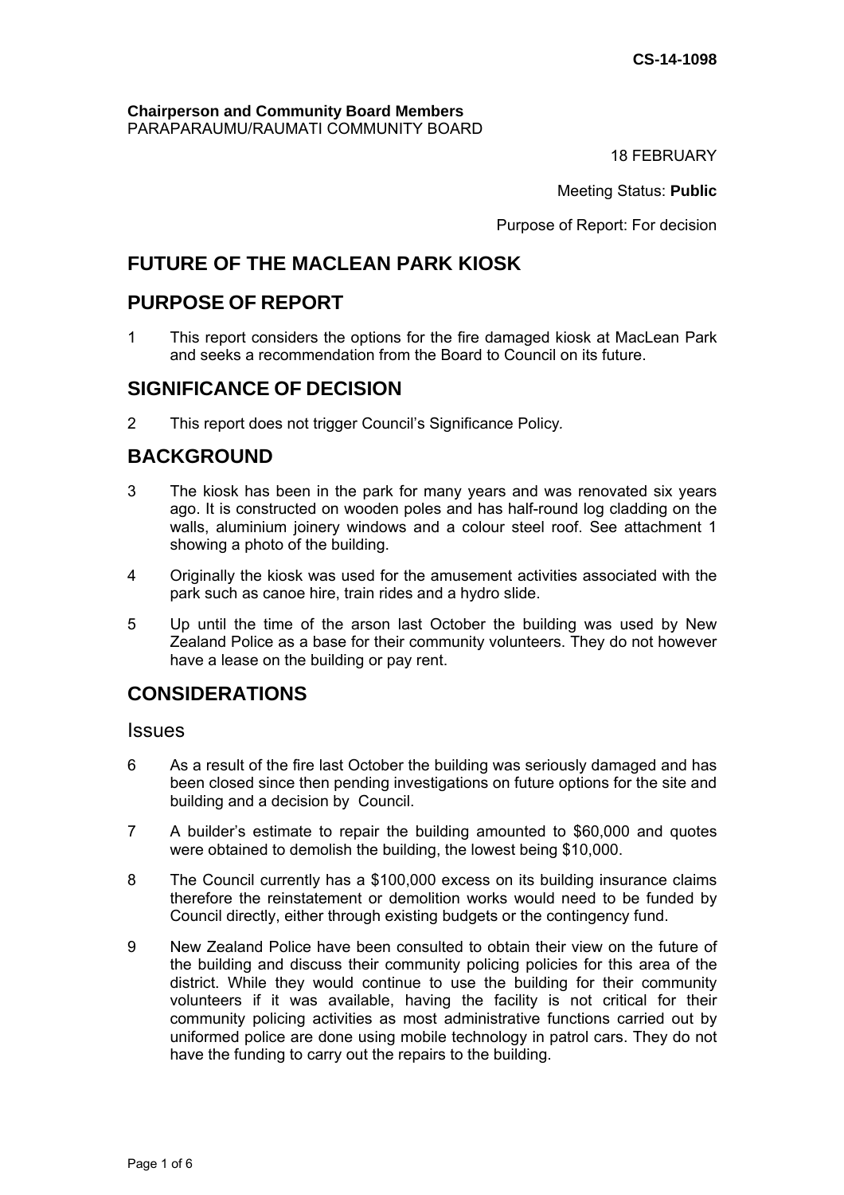**CS-14-1098**

**Chairperson and Community Board Members**
PARAPARAUMU/RAUMATI COMMUNITY BOARD

18 FEBRUARY

Meeting Status: **Public**

Purpose of Report: For decision

# FUTURE OF THE MACLEAN PARK KIOSK

## PURPOSE OF REPORT

1 This report considers the options for the fire damaged kiosk at MacLean Park and seeks a recommendation from the Board to Council on its future.

## SIGNIFICANCE OF DECISION

2 This report does not trigger Council's Significance Policy.

## BACKGROUND

3 The kiosk has been in the park for many years and was renovated six years ago. It is constructed on wooden poles and has half-round log cladding on the walls, aluminium joinery windows and a colour steel roof. See attachment 1 showing a photo of the building.

4 Originally the kiosk was used for the amusement activities associated with the park such as canoe hire, train rides and a hydro slide.

5 Up until the time of the arson last October the building was used by New Zealand Police as a base for their community volunteers. They do not however have a lease on the building or pay rent.

## CONSIDERATIONS

### Issues

6 As a result of the fire last October the building was seriously damaged and has been closed since then pending investigations on future options for the site and building and a decision by Council.

7 A builder's estimate to repair the building amounted to $60,000 and quotes were obtained to demolish the building, the lowest being $10,000.

8 The Council currently has a $100,000 excess on its building insurance claims therefore the reinstatement or demolition works would need to be funded by Council directly, either through existing budgets or the contingency fund.

9 New Zealand Police have been consulted to obtain their view on the future of the building and discuss their community policing policies for this area of the district. While they would continue to use the building for their community volunteers if it was available, having the facility is not critical for their community policing activities as most administrative functions carried out by uniformed police are done using mobile technology in patrol cars. They do not have the funding to carry out the repairs to the building.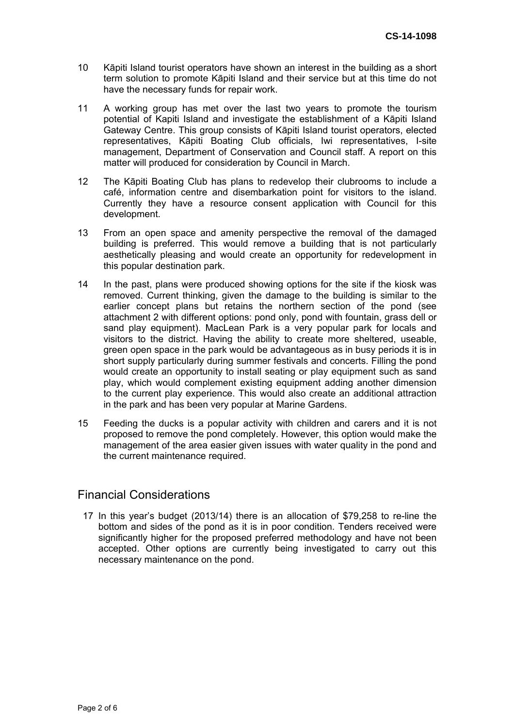10 Kāpiti Island tourist operators have shown an interest in the building as a short term solution to promote Kāpiti Island and their service but at this time do not have the necessary funds for repair work.

11 A working group has met over the last two years to promote the tourism potential of Kapiti Island and investigate the establishment of a Kāpiti Island Gateway Centre. This group consists of Kāpiti Island tourist operators, elected representatives, Kāpiti Boating Club officials, Iwi representatives, I-site management, Department of Conservation and Council staff. A report on this matter will produced for consideration by Council in March.

12 The Kāpiti Boating Club has plans to redevelop their clubrooms to include a café, information centre and disembarkation point for visitors to the island. Currently they have a resource consent application with Council for this development.

13 From an open space and amenity perspective the removal of the damaged building is preferred. This would remove a building that is not particularly aesthetically pleasing and would create an opportunity for redevelopment in this popular destination park.

14 In the past, plans were produced showing options for the site if the kiosk was removed. Current thinking, given the damage to the building is similar to the earlier concept plans but retains the northern section of the pond (see attachment 2 with different options: pond only, pond with fountain, grass dell or sand play equipment). MacLean Park is a very popular park for locals and visitors to the district. Having the ability to create more sheltered, useable, green open space in the park would be advantageous as in busy periods it is in short supply particularly during summer festivals and concerts. Filling the pond would create an opportunity to install seating or play equipment such as sand play, which would complement existing equipment adding another dimension to the current play experience. This would also create an additional attraction in the park and has been very popular at Marine Gardens.

15 Feeding the ducks is a popular activity with children and carers and it is not proposed to remove the pond completely. However, this option would make the management of the area easier given issues with water quality in the pond and the current maintenance required.

## Financial Considerations

17 In this year's budget (2013/14) there is an allocation of $79,258 to re-line the bottom and sides of the pond as it is in poor condition. Tenders received were significantly higher for the proposed preferred methodology and have not been accepted. Other options are currently being investigated to carry out this necessary maintenance on the pond.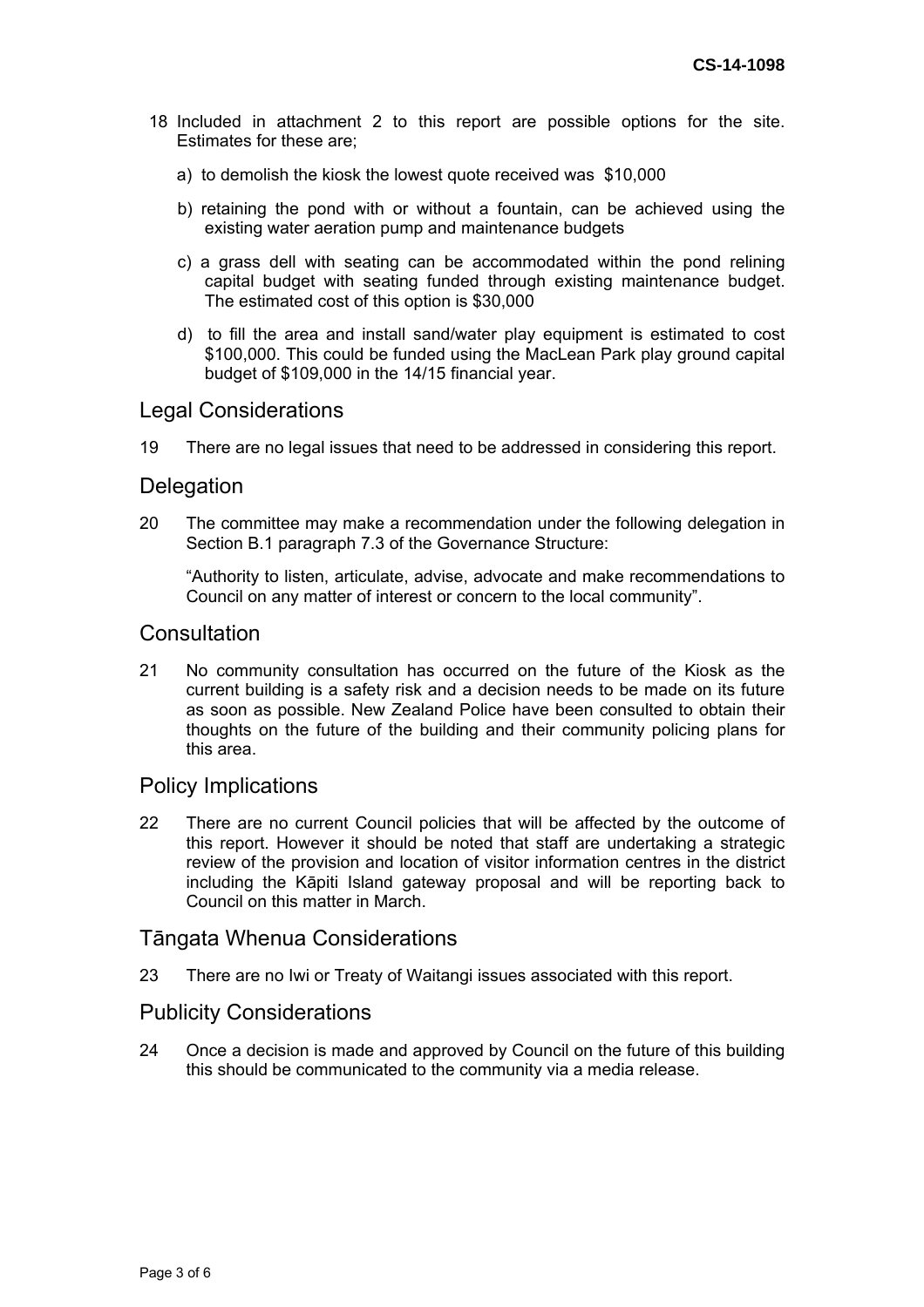18 Included in attachment 2 to this report are possible options for the site. Estimates for these are;

a) to demolish the kiosk the lowest quote received was $10,000

b) retaining the pond with or without a fountain, can be achieved using the existing water aeration pump and maintenance budgets

c) a grass dell with seating can be accommodated within the pond relining capital budget with seating funded through existing maintenance budget. The estimated cost of this option is $30,000

d) to fill the area and install sand/water play equipment is estimated to cost $100,000. This could be funded using the MacLean Park play ground capital budget of $109,000 in the 14/15 financial year.

## Legal Considerations

19 There are no legal issues that need to be addressed in considering this report.

## Delegation

20 The committee may make a recommendation under the following delegation in Section B.1 paragraph 7.3 of the Governance Structure:

"Authority to listen, articulate, advise, advocate and make recommendations to Council on any matter of interest or concern to the local community".

## Consultation

21 No community consultation has occurred on the future of the Kiosk as the current building is a safety risk and a decision needs to be made on its future as soon as possible. New Zealand Police have been consulted to obtain their thoughts on the future of the building and their community policing plans for this area.

## Policy Implications

22 There are no current Council policies that will be affected by the outcome of this report. However it should be noted that staff are undertaking a strategic review of the provision and location of visitor information centres in the district including the Kāpiti Island gateway proposal and will be reporting back to Council on this matter in March.

## Tāngata Whenua Considerations

23 There are no Iwi or Treaty of Waitangi issues associated with this report.

## Publicity Considerations

24 Once a decision is made and approved by Council on the future of this building this should be communicated to the community via a media release.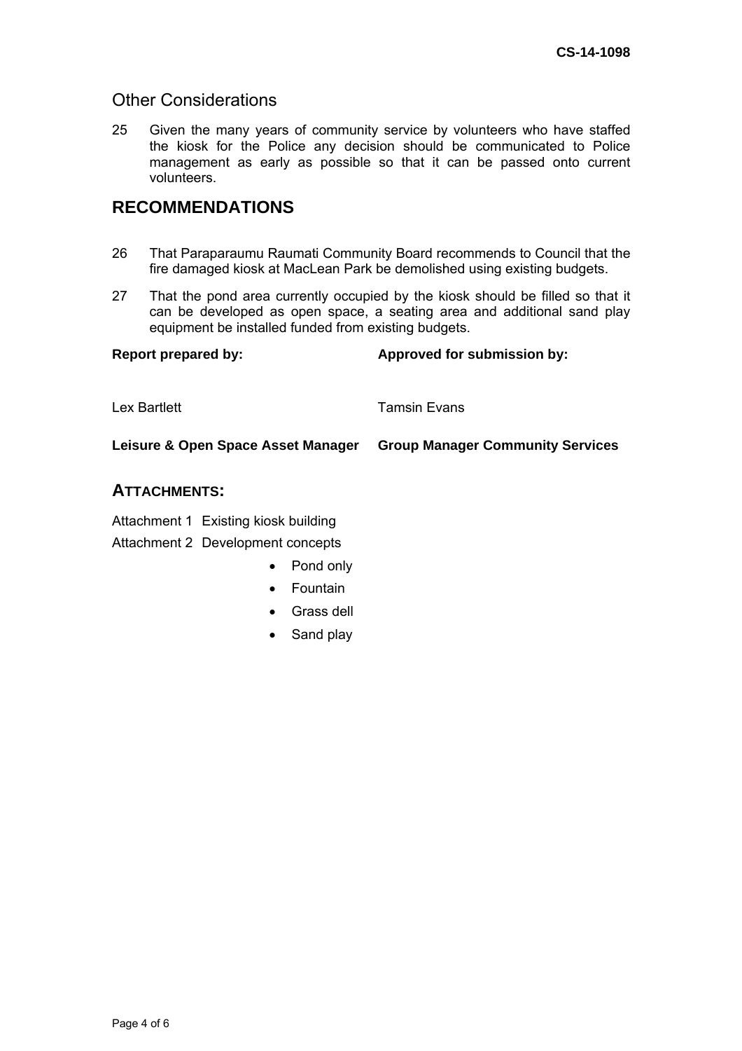## Other Considerations

25 Given the many years of community service by volunteers who have staffed the kiosk for the Police any decision should be communicated to Police management as early as possible so that it can be passed onto current volunteers.

## RECOMMENDATIONS

26 That Paraparaumu Raumati Community Board recommends to Council that the fire damaged kiosk at MacLean Park be demolished using existing budgets.

27 That the pond area currently occupied by the kiosk should be filled so that it can be developed as open space, a seating area and additional sand play equipment be installed funded from existing budgets.

| **Report prepared by:** | **Approved for submission by:** |
|---|---|
| Lex Bartlett | Tamsin Evans |
| **Leisure & Open Space Asset Manager** | **Group Manager Community Services** |

### ATTACHMENTS:

Attachment 1 Existing kiosk building

Attachment 2 Development concepts

- Pond only
- Fountain
- Grass dell
- Sand play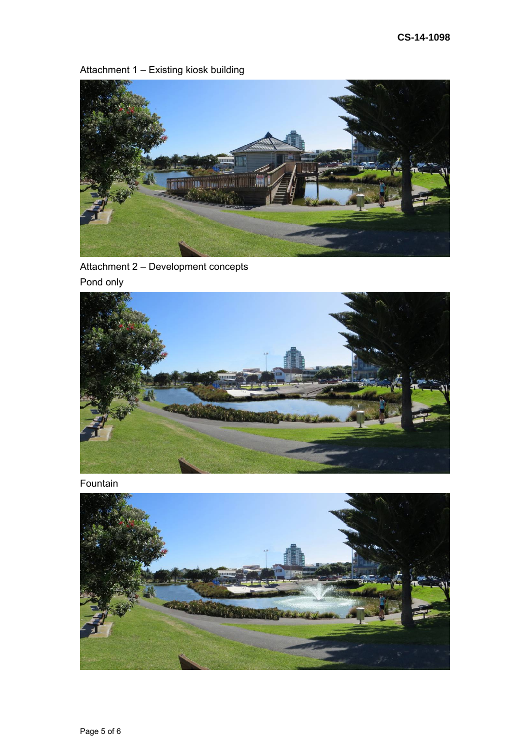Attachment 1 – Existing kiosk building

Attachment 2 – Development concepts

Pond only

Fountain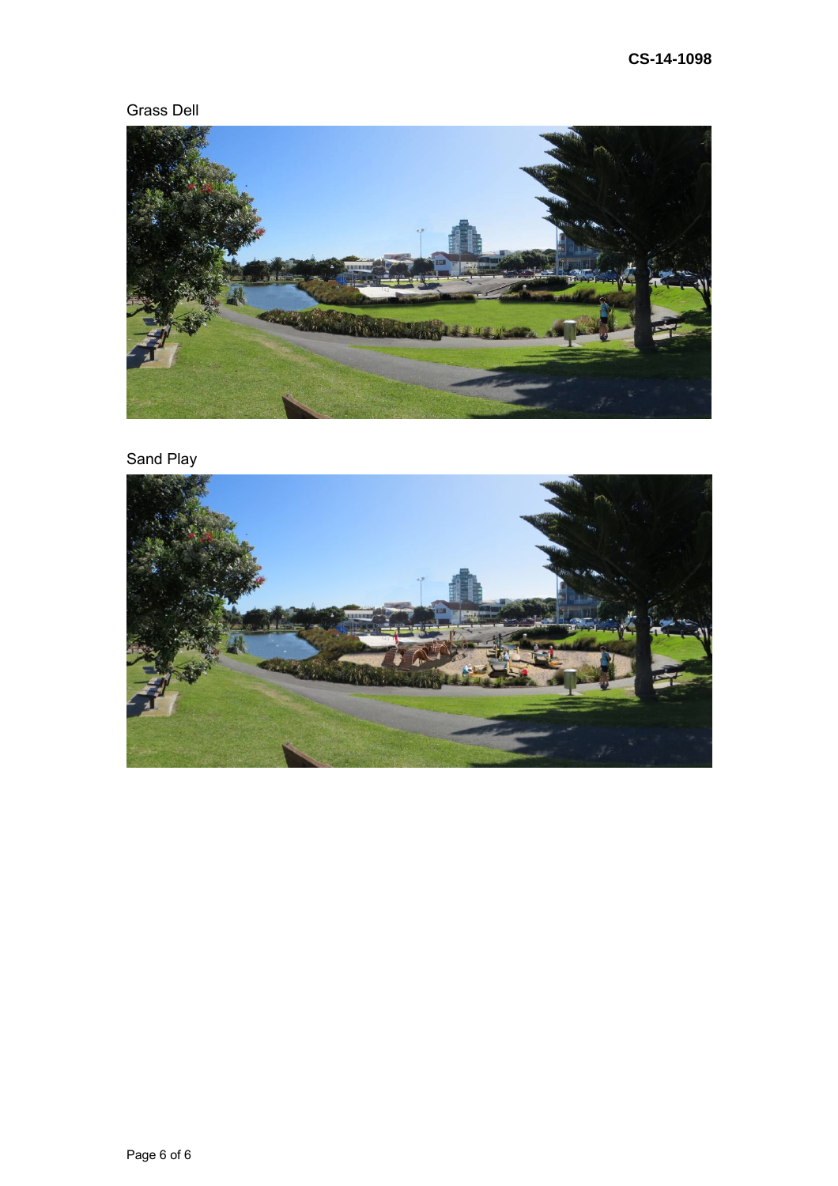Grass Dell

Sand Play